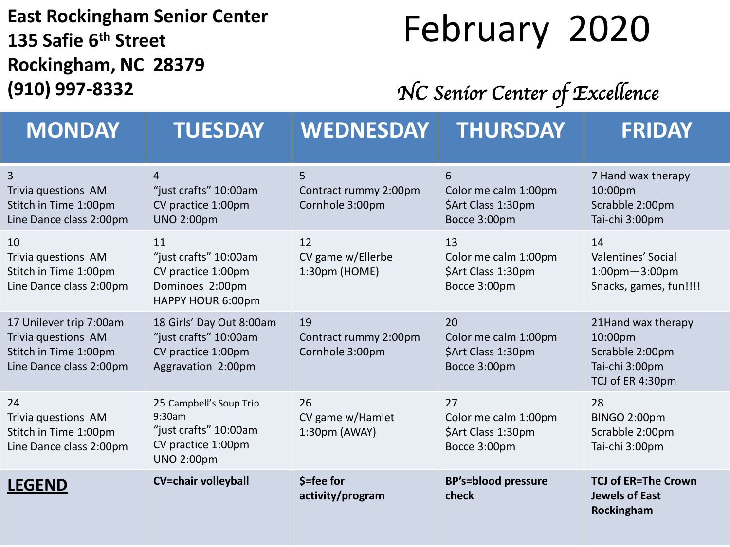**East Rockingham Senior Center**
**135 Safie 6th Street**
**Rockingham, NC 28379**
**(910) 997-8332**

# February 2020

*NC Senior Center of Excellence*

| MONDAY | TUESDAY | WEDNESDAY | THURSDAY | FRIDAY |
|---|---|---|---|---|
| 3<br>Trivia questions AM<br>Stitch in Time 1:00pm<br>Line Dance class 2:00pm | 4<br>"just crafts" 10:00am<br>CV practice 1:00pm<br>UNO 2:00pm | 5<br>Contract rummy 2:00pm<br>Cornhole 3:00pm | 6<br>Color me calm 1:00pm<br>$Art Class 1:30pm<br>Bocce 3:00pm | 7 Hand wax therapy 10:00pm<br>Scrabble 2:00pm<br>Tai-chi 3:00pm |
| 10<br>Trivia questions AM<br>Stitch in Time 1:00pm<br>Line Dance class 2:00pm | 11<br>"just crafts" 10:00am<br>CV practice 1:00pm<br>Dominoes 2:00pm<br>HAPPY HOUR 6:00pm | 12<br>CV game w/Ellerbe 1:30pm (HOME) | 13<br>Color me calm 1:00pm<br>$Art Class 1:30pm<br>Bocce 3:00pm | 14<br>Valentines' Social 1:00pm—3:00pm<br>Snacks, games, fun!!!! |
| 17 Unilever trip 7:00am<br>Trivia questions AM<br>Stitch in Time 1:00pm<br>Line Dance class 2:00pm | 18 Girls' Day Out 8:00am<br>"just crafts" 10:00am<br>CV practice 1:00pm<br>Aggravation 2:00pm | 19<br>Contract rummy 2:00pm<br>Cornhole 3:00pm | 20<br>Color me calm 1:00pm<br>$Art Class 1:30pm<br>Bocce 3:00pm | 21Hand wax therapy 10:00pm<br>Scrabble 2:00pm<br>Tai-chi 3:00pm<br>TCJ of ER 4:30pm |
| 24<br>Trivia questions AM<br>Stitch in Time 1:00pm<br>Line Dance class 2:00pm | 25 Campbell's Soup Trip 9:30am<br>"just crafts" 10:00am<br>CV practice 1:00pm<br>UNO 2:00pm | 26<br>CV game w/Hamlet 1:30pm (AWAY) | 27<br>Color me calm 1:00pm<br>$Art Class 1:30pm<br>Bocce 3:00pm | 28<br>BINGO 2:00pm<br>Scrabble 2:00pm<br>Tai-chi 3:00pm |
| **LEGEND** | **CV=chair volleyball** | **$=fee for activity/program** | **BP's=blood pressure check** | **TCJ of ER=The Crown Jewels of East Rockingham** |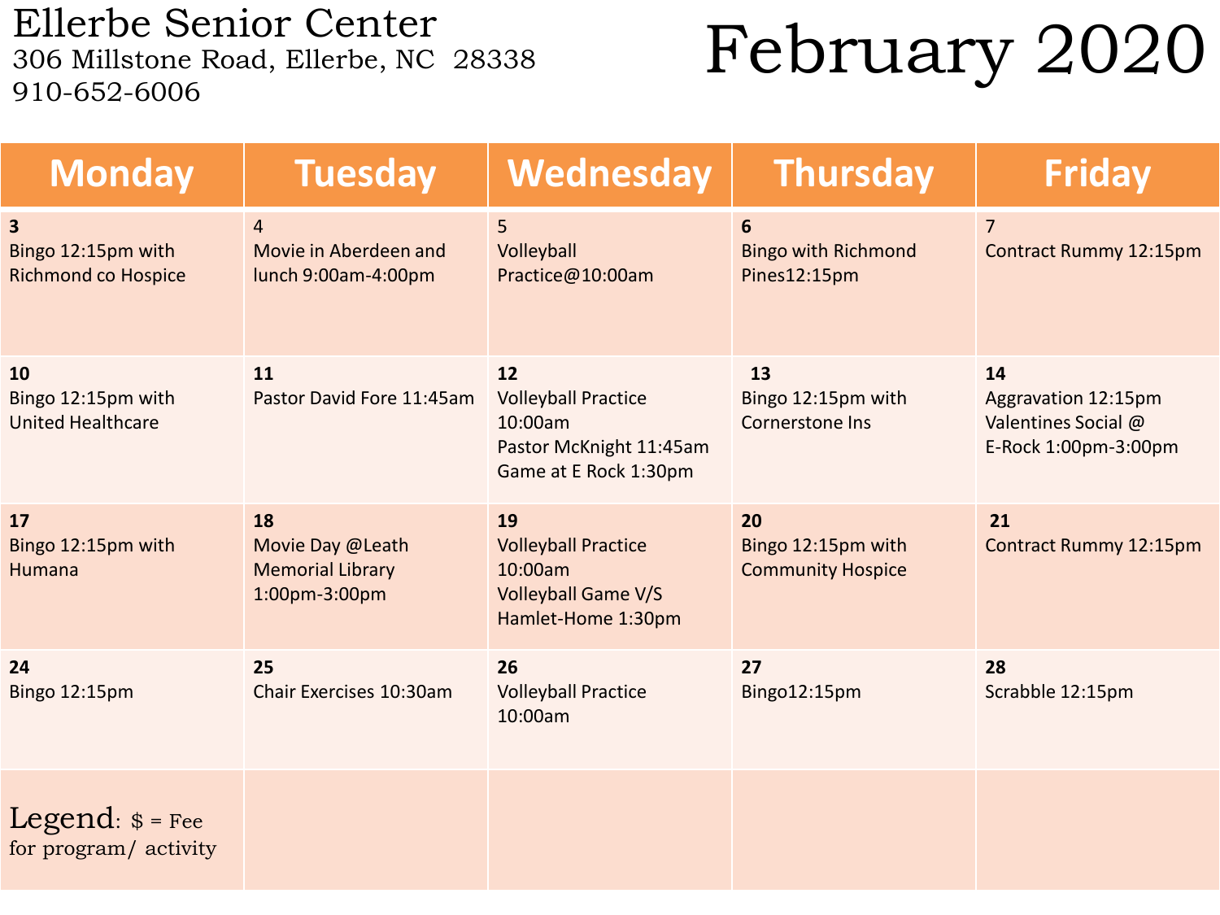# Ellerbe Senior Center

306 Millstone Road, Ellerbe, NC 28338

910-652-6006

# February 2020

| Monday | Tuesday | Wednesday | Thursday | Friday |
| --- | --- | --- | --- | --- |
| **3**<br>Bingo 12:15pm with Richmond co Hospice | 4<br>Movie in Aberdeen and lunch 9:00am-4:00pm | 5<br>Volleyball Practice@10:00am | **6**<br>Bingo with Richmond Pines12:15pm | 7<br>Contract Rummy 12:15pm |
| **10**<br>Bingo 12:15pm with United Healthcare | **11**<br>Pastor David Fore 11:45am | **12**<br>Volleyball Practice 10:00am<br>Pastor McKnight 11:45am<br>Game at E Rock 1:30pm | **13**<br>Bingo 12:15pm with Cornerstone Ins | **14**<br>Aggravation 12:15pm<br>Valentines Social @ E-Rock 1:00pm-3:00pm |
| **17**<br>Bingo 12:15pm with Humana | **18**<br>Movie Day @Leath Memorial Library 1:00pm-3:00pm | **19**<br>Volleyball Practice 10:00am<br>Volleyball Game V/S Hamlet-Home 1:30pm | **20**<br>Bingo 12:15pm with Community Hospice | **21**<br>Contract Rummy 12:15pm |
| **24**<br>Bingo 12:15pm | **25**<br>Chair Exercises 10:30am | **26**<br>Volleyball Practice 10:00am | **27**<br>Bingo12:15pm | **28**<br>Scrabble 12:15pm |
| Legend: $ = Fee for program/ activity | | | | |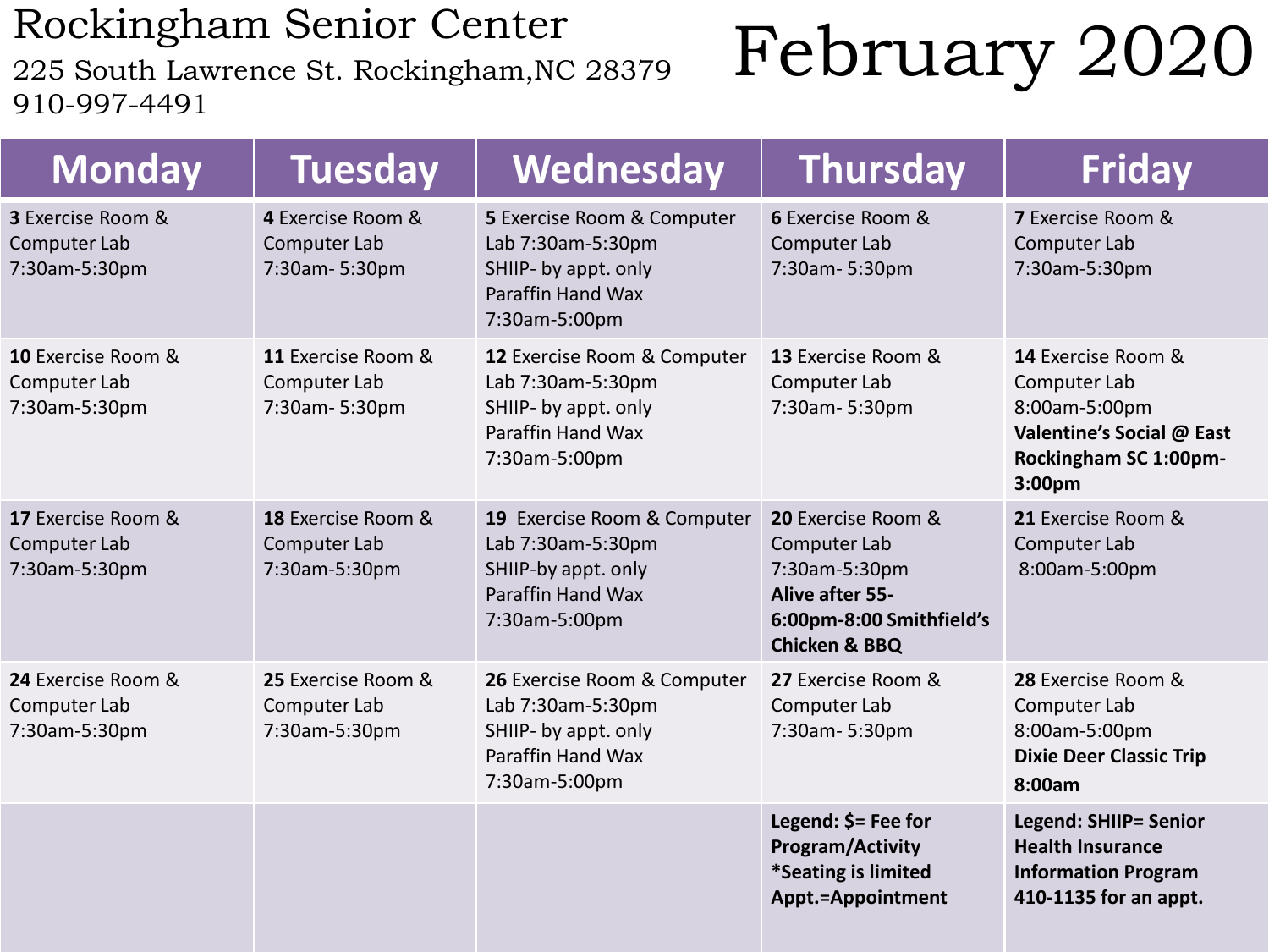# Rockingham Senior Center

225 South Lawrence St. Rockingham,NC 28379
910-997-4491

# February 2020

| Monday | Tuesday | Wednesday | Thursday | Friday |
|---|---|---|---|---|
| **3** Exercise Room & Computer Lab 7:30am-5:30pm | **4** Exercise Room & Computer Lab 7:30am- 5:30pm | **5** Exercise Room & Computer Lab 7:30am-5:30pm SHIIP- by appt. only Paraffin Hand Wax 7:30am-5:00pm | **6** Exercise Room & Computer Lab 7:30am- 5:30pm | **7** Exercise Room & Computer Lab 7:30am-5:30pm |
| **10** Exercise Room & Computer Lab 7:30am-5:30pm | **11** Exercise Room & Computer Lab 7:30am- 5:30pm | **12** Exercise Room & Computer Lab 7:30am-5:30pm SHIIP- by appt. only Paraffin Hand Wax 7:30am-5:00pm | **13** Exercise Room & Computer Lab 7:30am- 5:30pm | **14** Exercise Room & Computer Lab 8:00am-5:00pm **Valentine's Social @ East Rockingham SC 1:00pm-3:00pm** |
| **17** Exercise Room & Computer Lab 7:30am-5:30pm | **18** Exercise Room & Computer Lab 7:30am-5:30pm | **19** Exercise Room & Computer Lab 7:30am-5:30pm SHIIP-by appt. only Paraffin Hand Wax 7:30am-5:00pm | **20** Exercise Room & Computer Lab 7:30am-5:30pm **Alive after 55- 6:00pm-8:00 Smithfield's Chicken & BBQ** | **21** Exercise Room & Computer Lab 8:00am-5:00pm |
| **24** Exercise Room & Computer Lab 7:30am-5:30pm | **25** Exercise Room & Computer Lab 7:30am-5:30pm | **26** Exercise Room & Computer Lab 7:30am-5:30pm SHIIP- by appt. only Paraffin Hand Wax 7:30am-5:00pm | **27** Exercise Room & Computer Lab 7:30am- 5:30pm | **28** Exercise Room & Computer Lab 8:00am-5:00pm **Dixie Deer Classic Trip 8:00am** |
| | | | **Legend: $= Fee for Program/Activity *Seating is limited Appt.=Appointment** | **Legend: SHIIP= Senior Health Insurance Information Program 410-1135 for an appt.** |